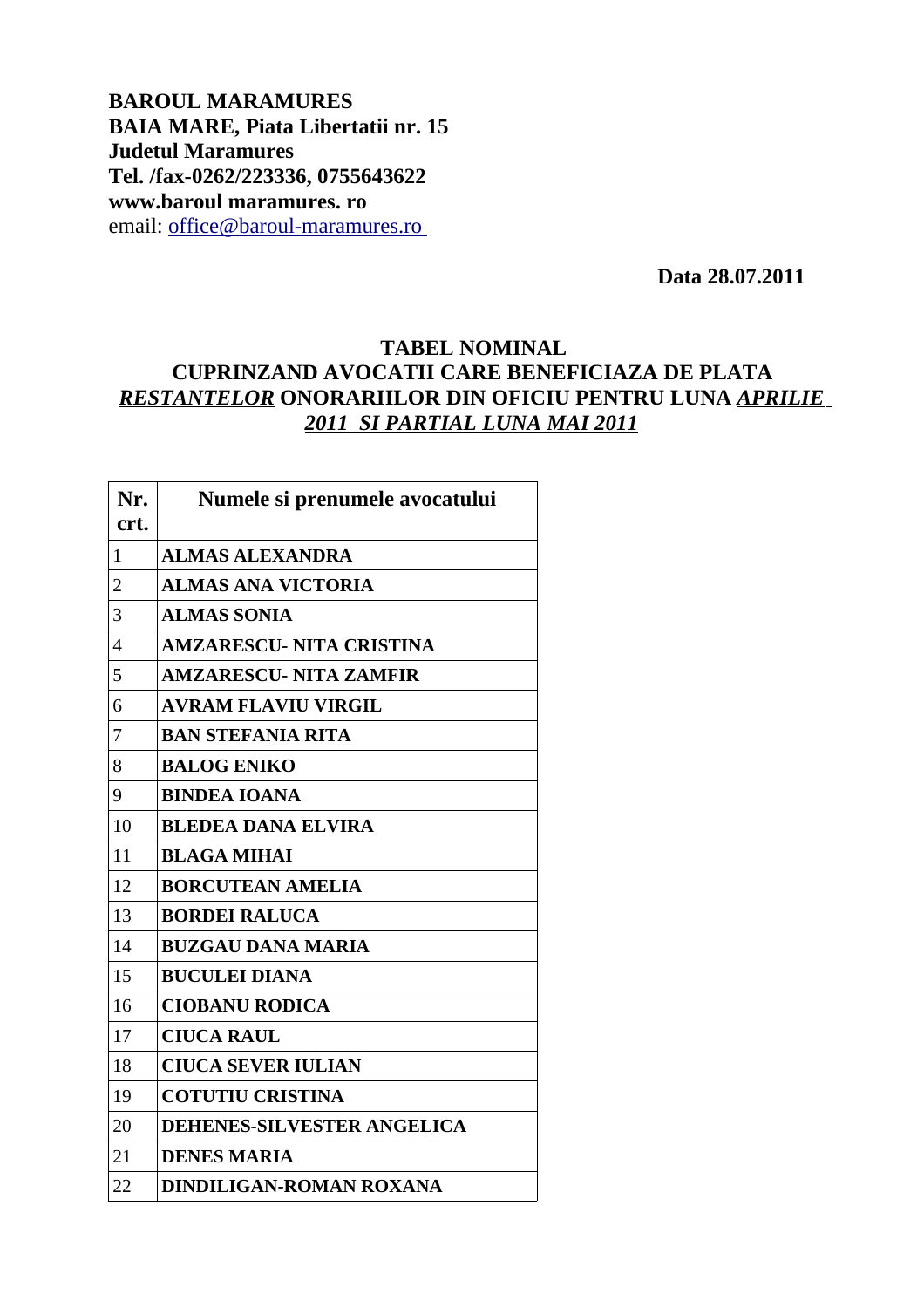**BAROUL MARAMURES**
**BAIA MARE, Piata Libertatii nr. 15**
**Judetul Maramures**
**Tel. /fax-0262/223336, 0755643622**
**www.baroul maramures. ro**
email: office@baroul-maramures.ro

**Data 28.07.2011**

## TABEL NOMINAL
## CUPRINZAND AVOCATII CARE BENEFICIAZA DE PLATA *RESTANTELOR* ONORARIILOR DIN OFICIU PENTRU LUNA *APRILIE 2011 SI PARTIAL LUNA MAI 2011*

| Nr. crt. | Numele si prenumele avocatului |
|---|---|
| 1 | **ALMAS ALEXANDRA** |
| 2 | **ALMAS ANA VICTORIA** |
| 3 | **ALMAS SONIA** |
| 4 | **AMZARESCU- NITA CRISTINA** |
| 5 | **AMZARESCU- NITA ZAMFIR** |
| 6 | **AVRAM FLAVIU VIRGIL** |
| 7 | **BAN STEFANIA RITA** |
| 8 | **BALOG ENIKO** |
| 9 | **BINDEA IOANA** |
| 10 | **BLEDEA DANA ELVIRA** |
| 11 | **BLAGA MIHAI** |
| 12 | **BORCUTEAN AMELIA** |
| 13 | **BORDEI RALUCA** |
| 14 | **BUZGAU DANA MARIA** |
| 15 | **BUCULEI DIANA** |
| 16 | **CIOBANU RODICA** |
| 17 | **CIUCA RAUL** |
| 18 | **CIUCA SEVER IULIAN** |
| 19 | **COTUTIU CRISTINA** |
| 20 | **DEHENES-SILVESTER ANGELICA** |
| 21 | **DENES MARIA** |
| 22 | **DINDILIGAN-ROMAN ROXANA** |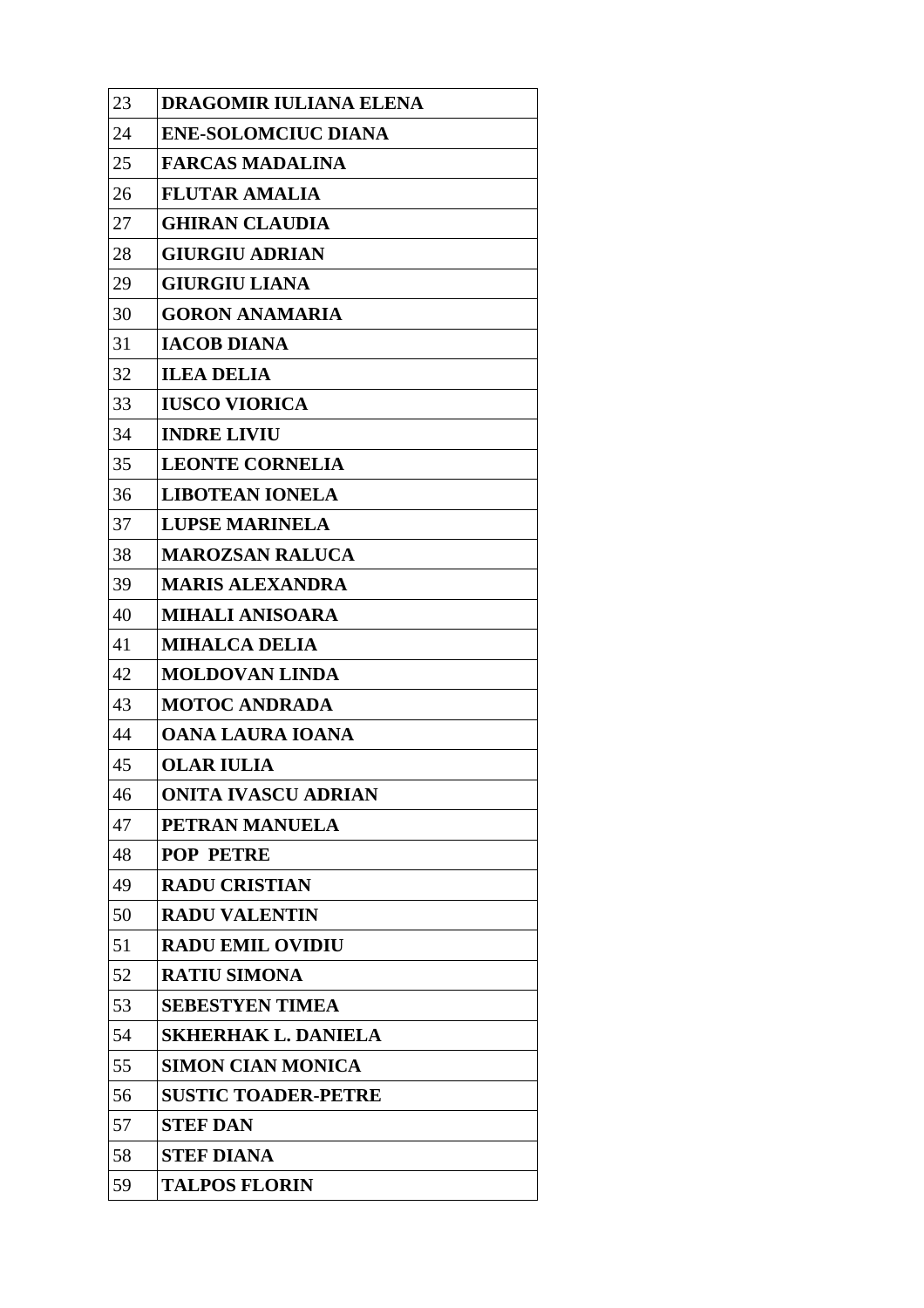| 23 | **DRAGOMIR IULIANA ELENA** |
|---|---|
| 24 | **ENE-SOLOMCIUC DIANA** |
| 25 | **FARCAS MADALINA** |
| 26 | **FLUTAR AMALIA** |
| 27 | **GHIRAN CLAUDIA** |
| 28 | **GIURGIU ADRIAN** |
| 29 | **GIURGIU LIANA** |
| 30 | **GORON ANAMARIA** |
| 31 | **IACOB DIANA** |
| 32 | **ILEA DELIA** |
| 33 | **IUSCO VIORICA** |
| 34 | **INDRE LIVIU** |
| 35 | **LEONTE CORNELIA** |
| 36 | **LIBOTEAN IONELA** |
| 37 | **LUPSE MARINELA** |
| 38 | **MAROZSAN RALUCA** |
| 39 | **MARIS ALEXANDRA** |
| 40 | **MIHALI ANISOARA** |
| 41 | **MIHALCA DELIA** |
| 42 | **MOLDOVAN LINDA** |
| 43 | **MOTOC ANDRADA** |
| 44 | **OANA LAURA IOANA** |
| 45 | **OLAR IULIA** |
| 46 | **ONITA IVASCU ADRIAN** |
| 47 | **PETRAN MANUELA** |
| 48 | **POP PETRE** |
| 49 | **RADU CRISTIAN** |
| 50 | **RADU VALENTIN** |
| 51 | **RADU EMIL OVIDIU** |
| 52 | **RATIU SIMONA** |
| 53 | **SEBESTYEN TIMEA** |
| 54 | **SKHERHAK L. DANIELA** |
| 55 | **SIMON CIAN MONICA** |
| 56 | **SUSTIC TOADER-PETRE** |
| 57 | **STEF DAN** |
| 58 | **STEF DIANA** |
| 59 | **TALPOS FLORIN** |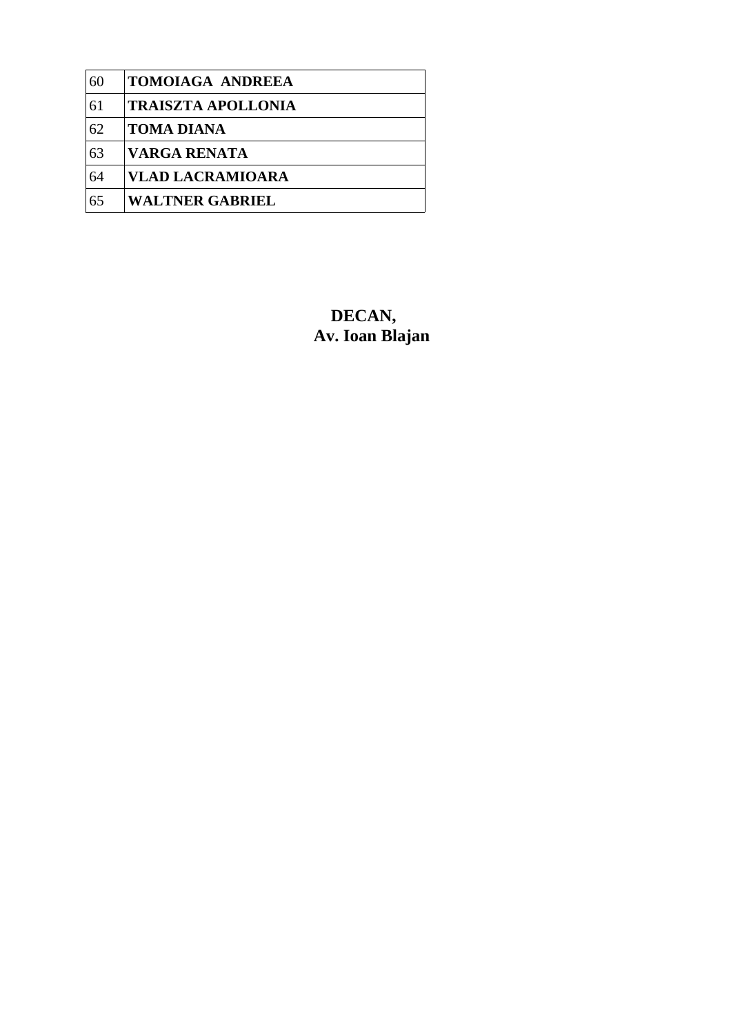| | |
|---|---|
| 60 | **TOMOIAGA  ANDREEA** |
| 61 | **TRAISZTA APOLLONIA** |
| 62 | **TOMA DIANA** |
| 63 | **VARGA RENATA** |
| 64 | **VLAD LACRAMIOARA** |
| 65 | **WALTNER GABRIEL** |

**DECAN,**
**Av. Ioan Blajan**